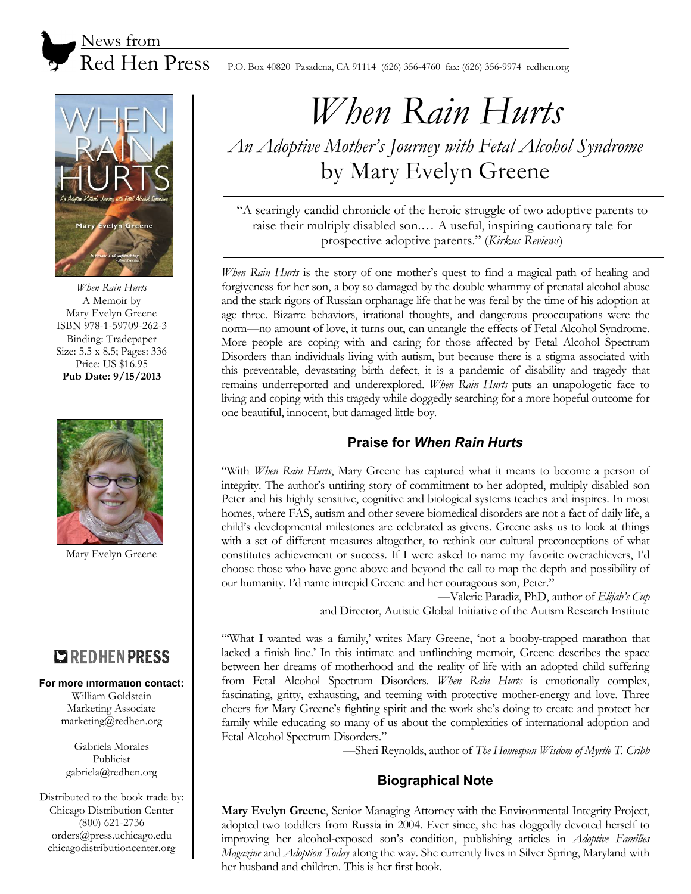News from Red Hen Press

P.O. Box 40820 Pasadena, CA 91114 (626) 356-4760 fax: (626) 356-9974 redhen.org

*When Rain Hurts*
A Memoir by
Mary Evelyn Greene
ISBN 978-1-59709-262-3
Binding: Tradepaper
Size: 5.5 x 8.5; Pages: 336
Price: US $16.95
**Pub Date: 9/15/2013**

Mary Evelyn Greene

RED HEN PRESS

**For more information contact:**
William Goldstein
Marketing Associate
marketing@redhen.org

Gabriela Morales
Publicist
gabriela@redhen.org

Distributed to the book trade by:
Chicago Distribution Center
(800) 621-2736
orders@press.uchicago.edu
chicagodistributioncenter.org

# *When Rain Hurts*

## *An Adoptive Mother's Journey with Fetal Alcohol Syndrome*
## by Mary Evelyn Greene

"A searingly candid chronicle of the heroic struggle of two adoptive parents to raise their multiply disabled son.… A useful, inspiring cautionary tale for prospective adoptive parents." (*Kirkus Reviews*)

*When Rain Hurts* is the story of one mother's quest to find a magical path of healing and forgiveness for her son, a boy so damaged by the double whammy of prenatal alcohol abuse and the stark rigors of Russian orphanage life that he was feral by the time of his adoption at age three. Bizarre behaviors, irrational thoughts, and dangerous preoccupations were the norm—no amount of love, it turns out, can untangle the effects of Fetal Alcohol Syndrome. More people are coping with and caring for those affected by Fetal Alcohol Spectrum Disorders than individuals living with autism, but because there is a stigma associated with this preventable, devastating birth defect, it is a pandemic of disability and tragedy that remains underreported and underexplored. *When Rain Hurts* puts an unapologetic face to living and coping with this tragedy while doggedly searching for a more hopeful outcome for one beautiful, innocent, but damaged little boy.

### Praise for *When Rain Hurts*

"With *When Rain Hurts*, Mary Greene has captured what it means to become a person of integrity. The author's untiring story of commitment to her adopted, multiply disabled son Peter and his highly sensitive, cognitive and biological systems teaches and inspires. In most homes, where FAS, autism and other severe biomedical disorders are not a fact of daily life, a child's developmental milestones are celebrated as givens. Greene asks us to look at things with a set of different measures altogether, to rethink our cultural preconceptions of what constitutes achievement or success. If I were asked to name my favorite overachievers, I'd choose those who have gone above and beyond the call to map the depth and possibility of our humanity. I'd name intrepid Greene and her courageous son, Peter."

—Valerie Paradiz, PhD, author of *Elijah's Cup* and Director, Autistic Global Initiative of the Autism Research Institute

"'What I wanted was a family,' writes Mary Greene, 'not a booby-trapped marathon that lacked a finish line.' In this intimate and unflinching memoir, Greene describes the space between her dreams of motherhood and the reality of life with an adopted child suffering from Fetal Alcohol Spectrum Disorders. *When Rain Hurts* is emotionally complex, fascinating, gritty, exhausting, and teeming with protective mother-energy and love. Three cheers for Mary Greene's fighting spirit and the work she's doing to create and protect her family while educating so many of us about the complexities of international adoption and Fetal Alcohol Spectrum Disorders."

—Sheri Reynolds, author of *The Homespun Wisdom of Myrtle T. Cribb*

### Biographical Note

**Mary Evelyn Greene**, Senior Managing Attorney with the Environmental Integrity Project, adopted two toddlers from Russia in 2004. Ever since, she has doggedly devoted herself to improving her alcohol-exposed son's condition, publishing articles in *Adoptive Families Magazine* and *Adoption Today* along the way. She currently lives in Silver Spring, Maryland with her husband and children. This is her first book.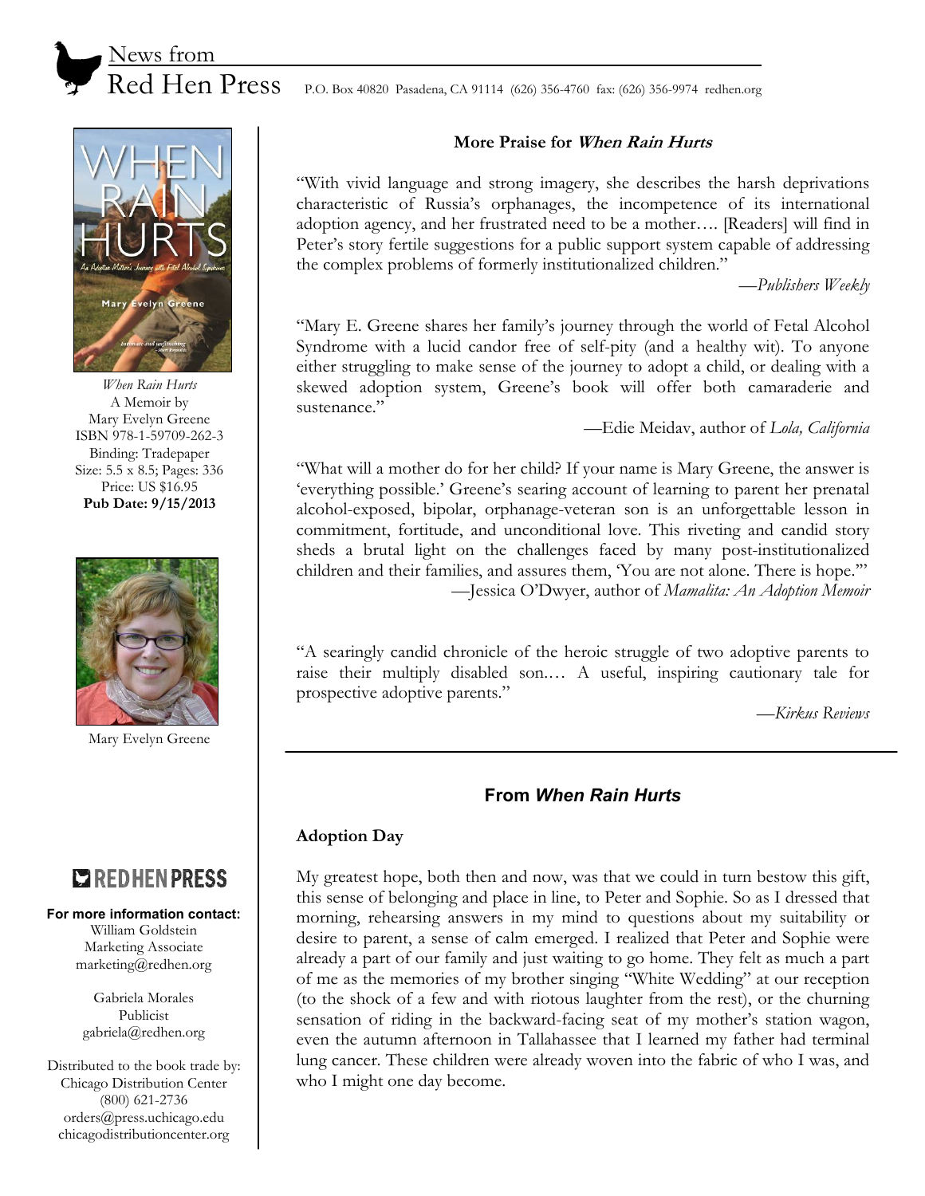News from

# Red Hen Press

P.O. Box 40820 Pasadena, CA 91114 (626) 356-4760 fax: (626) 356-9974 redhen.org

*When Rain Hurts*
A Memoir by
Mary Evelyn Greene
ISBN 978-1-59709-262-3
Binding: Tradepaper
Size: 5.5 x 8.5; Pages: 336
Price: US $16.95
**Pub Date: 9/15/2013**

Mary Evelyn Greene

**RED HEN PRESS**

**For more information contact:**
William Goldstein
Marketing Associate
marketing@redhen.org

Gabriela Morales
Publicist
gabriela@redhen.org

Distributed to the book trade by:
Chicago Distribution Center
(800) 621-2736
orders@press.uchicago.edu
chicagodistributioncenter.org

### More Praise for *When Rain Hurts*

"With vivid language and strong imagery, she describes the harsh deprivations characteristic of Russia's orphanages, the incompetence of its international adoption agency, and her frustrated need to be a mother…. [Readers] will find in Peter's story fertile suggestions for a public support system capable of addressing the complex problems of formerly institutionalized children."

—*Publishers Weekly*

"Mary E. Greene shares her family's journey through the world of Fetal Alcohol Syndrome with a lucid candor free of self-pity (and a healthy wit). To anyone either struggling to make sense of the journey to adopt a child, or dealing with a skewed adoption system, Greene's book will offer both camaraderie and sustenance."

—Edie Meidav, author of *Lola, California*

"What will a mother do for her child? If your name is Mary Greene, the answer is 'everything possible.' Greene's searing account of learning to parent her prenatal alcohol-exposed, bipolar, orphanage-veteran son is an unforgettable lesson in commitment, fortitude, and unconditional love. This riveting and candid story sheds a brutal light on the challenges faced by many post-institutionalized children and their families, and assures them, 'You are not alone. There is hope.'"

—Jessica O'Dwyer, author of *Mamalita: An Adoption Memoir*

"A searingly candid chronicle of the heroic struggle of two adoptive parents to raise their multiply disabled son.… A useful, inspiring cautionary tale for prospective adoptive parents."

—*Kirkus Reviews*

---

## From *When Rain Hurts*

**Adoption Day**

My greatest hope, both then and now, was that we could in turn bestow this gift, this sense of belonging and place in line, to Peter and Sophie. So as I dressed that morning, rehearsing answers in my mind to questions about my suitability or desire to parent, a sense of calm emerged. I realized that Peter and Sophie were already a part of our family and just waiting to go home. They felt as much a part of me as the memories of my brother singing "White Wedding" at our reception (to the shock of a few and with riotous laughter from the rest), or the churning sensation of riding in the backward-facing seat of my mother's station wagon, even the autumn afternoon in Tallahassee that I learned my father had terminal lung cancer. These children were already woven into the fabric of who I was, and who I might one day become.